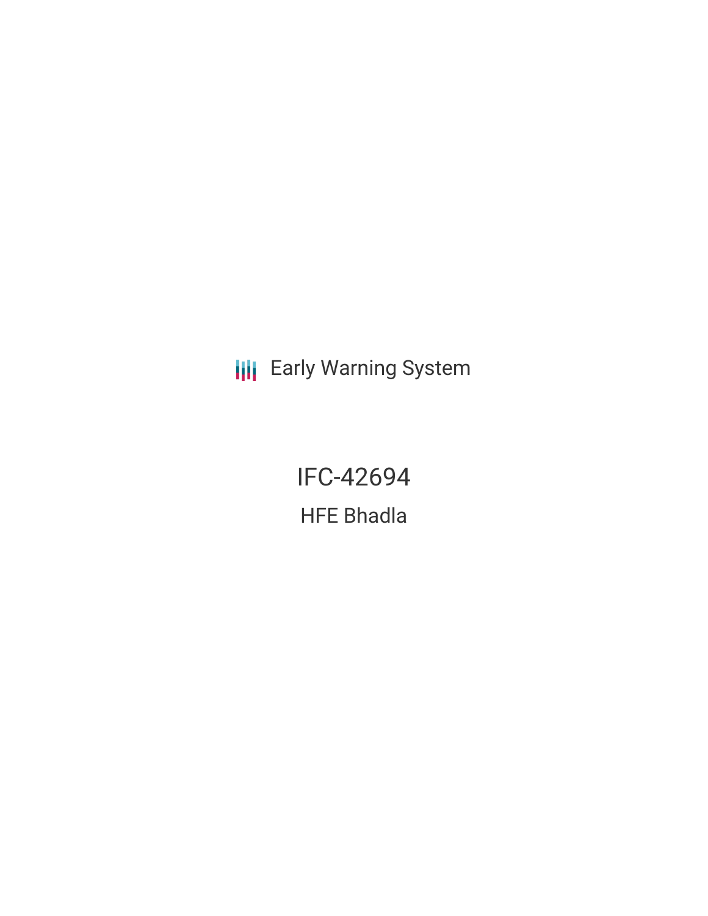Early Warning System

# IFC-42694

## HFE Bhadla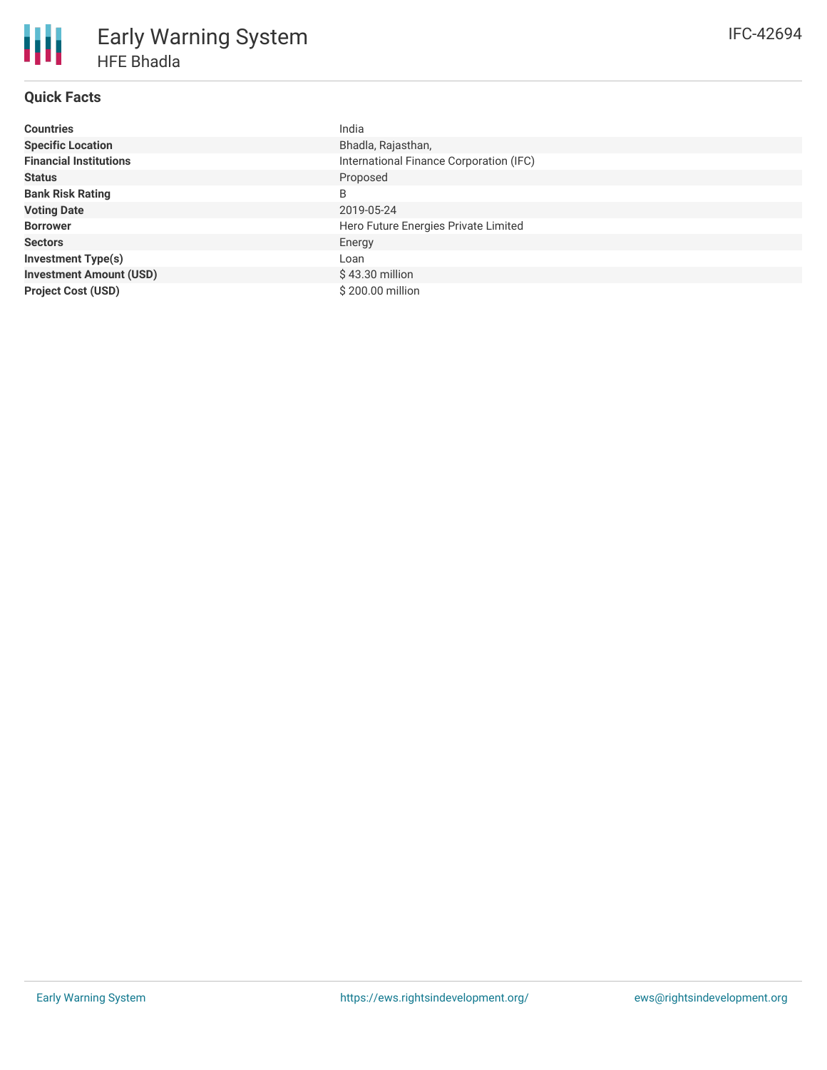# Early Warning System

## HFE Bhadla

IFC-42694

### Quick Facts

| | |
|---|---|
| **Countries** | India |
| **Specific Location** | Bhadla, Rajasthan, |
| **Financial Institutions** | International Finance Corporation (IFC) |
| **Status** | Proposed |
| **Bank Risk Rating** | B |
| **Voting Date** | 2019-05-24 |
| **Borrower** | Hero Future Energies Private Limited |
| **Sectors** | Energy |
| **Investment Type(s)** | Loan |
| **Investment Amount (USD)** | $ 43.30 million |
| **Project Cost (USD)** | $ 200.00 million |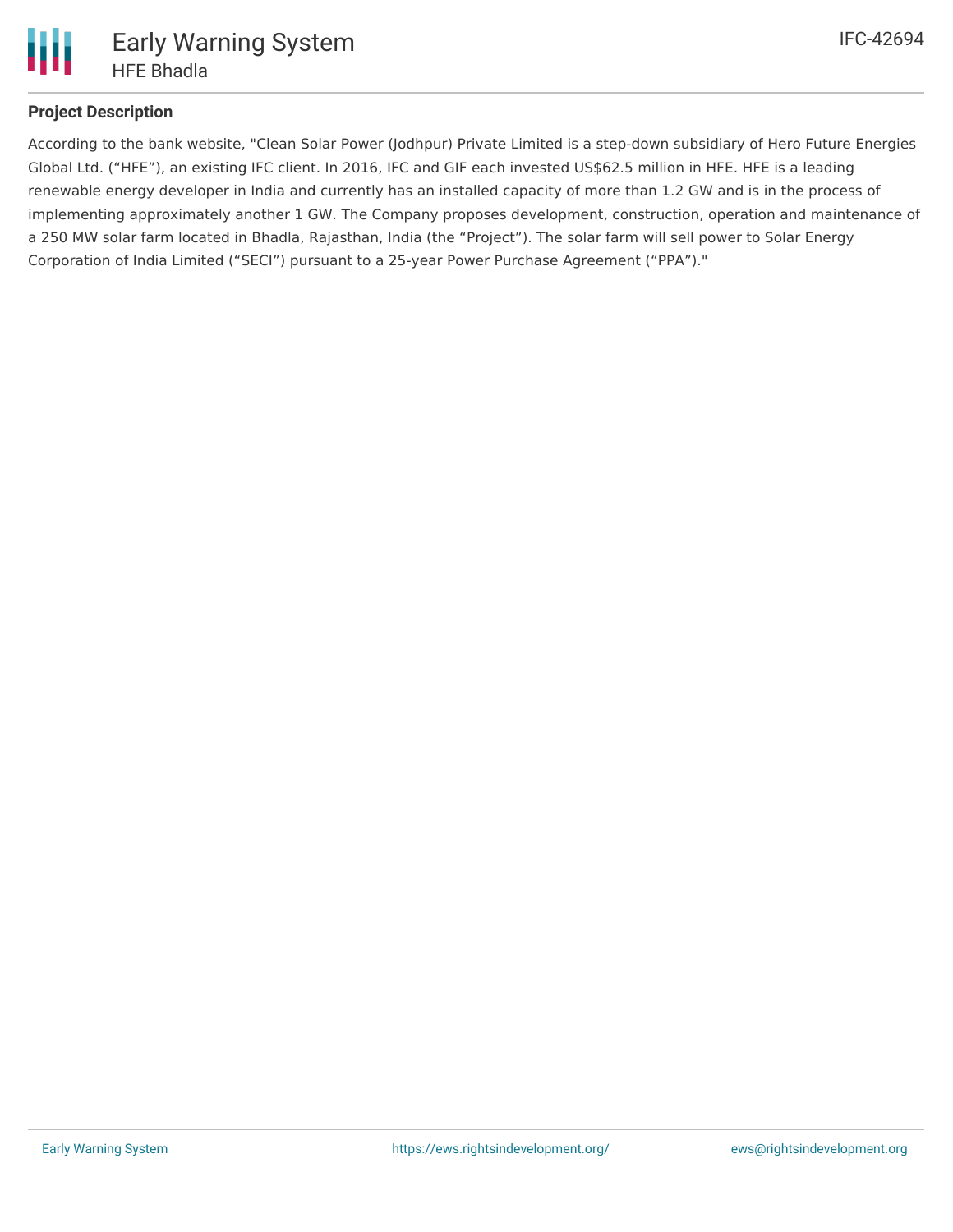### Project Description

According to the bank website, "Clean Solar Power (Jodhpur) Private Limited is a step-down subsidiary of Hero Future Energies Global Ltd. (“HFE”), an existing IFC client. In 2016, IFC and GIF each invested US$62.5 million in HFE. HFE is a leading renewable energy developer in India and currently has an installed capacity of more than 1.2 GW and is in the process of implementing approximately another 1 GW. The Company proposes development, construction, operation and maintenance of a 250 MW solar farm located in Bhadla, Rajasthan, India (the “Project”). The solar farm will sell power to Solar Energy Corporation of India Limited (“SECI”) pursuant to a 25-year Power Purchase Agreement (“PPA”)."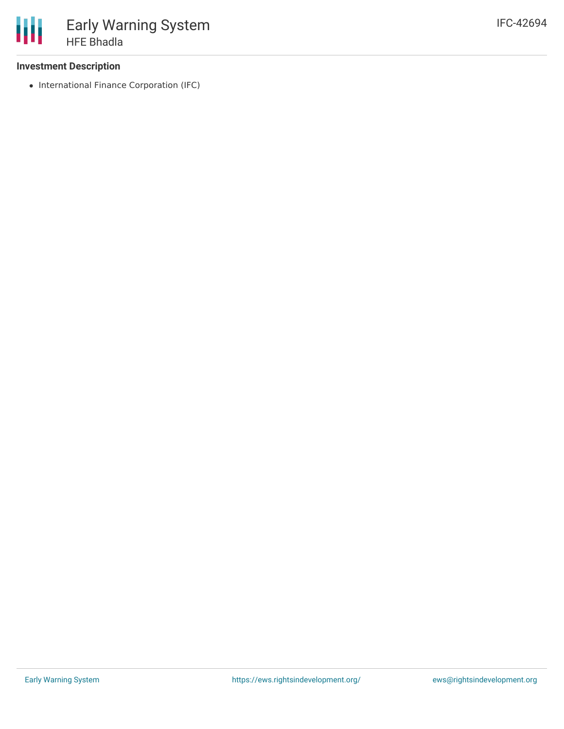### Investment Description

- International Finance Corporation (IFC)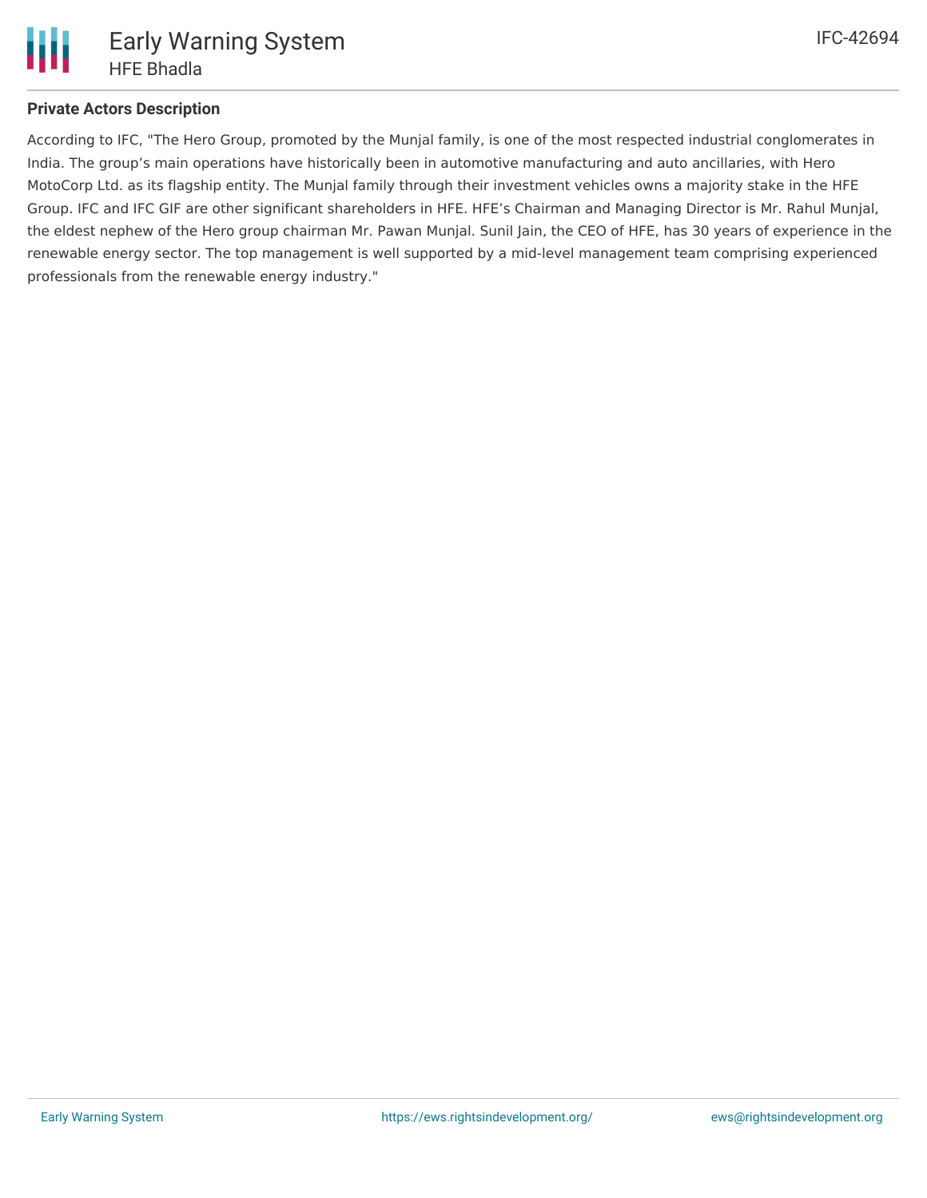**Private Actors Description**

According to IFC, "The Hero Group, promoted by the Munjal family, is one of the most respected industrial conglomerates in India. The group's main operations have historically been in automotive manufacturing and auto ancillaries, with Hero MotoCorp Ltd. as its flagship entity. The Munjal family through their investment vehicles owns a majority stake in the HFE Group. IFC and IFC GIF are other significant shareholders in HFE. HFE's Chairman and Managing Director is Mr. Rahul Munjal, the eldest nephew of the Hero group chairman Mr. Pawan Munjal. Sunil Jain, the CEO of HFE, has 30 years of experience in the renewable energy sector. The top management is well supported by a mid-level management team comprising experienced professionals from the renewable energy industry."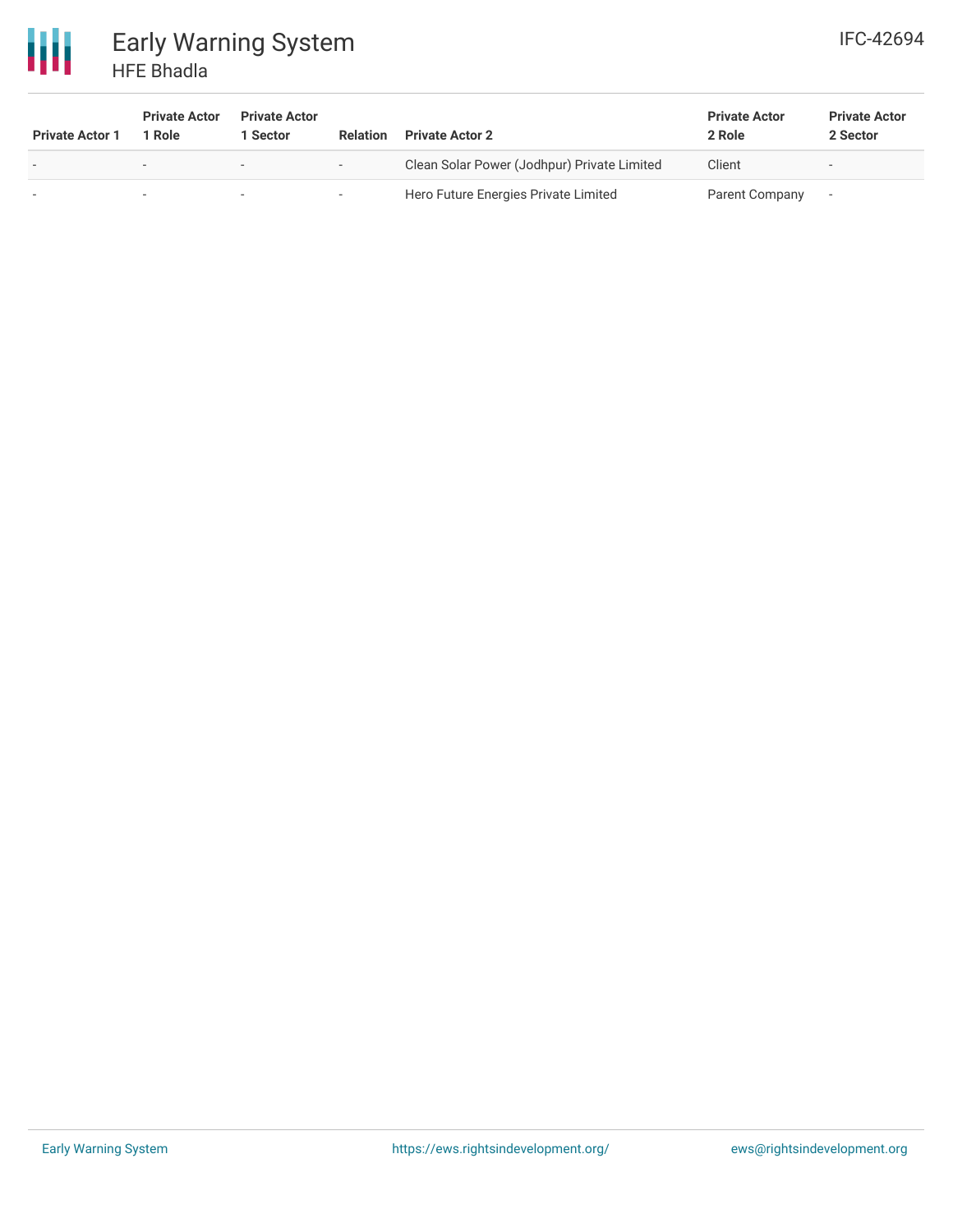| Private Actor 1 | Private Actor 1 Role | Private Actor 1 Sector | Relation | Private Actor 2 | Private Actor 2 Role | Private Actor 2 Sector |
|---|---|---|---|---|---|---|
| - | - | - | - | Clean Solar Power (Jodhpur) Private Limited | Client | - |
| - | - | - | - | Hero Future Energies Private Limited | Parent Company | - |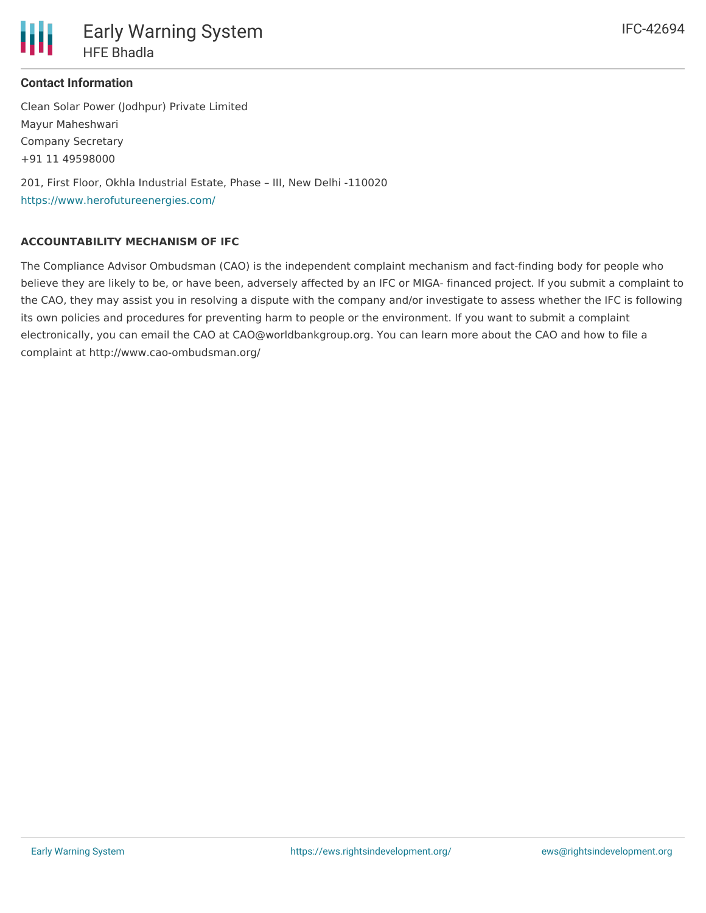**Contact Information**

Clean Solar Power (Jodhpur) Private Limited

Mayur Maheshwari

Company Secretary

+91 11 49598000

201, First Floor, Okhla Industrial Estate, Phase – III, New Delhi -110020

https://www.herofutureenergies.com/

**ACCOUNTABILITY MECHANISM OF IFC**

The Compliance Advisor Ombudsman (CAO) is the independent complaint mechanism and fact-finding body for people who believe they are likely to be, or have been, adversely affected by an IFC or MIGA- financed project. If you submit a complaint to the CAO, they may assist you in resolving a dispute with the company and/or investigate to assess whether the IFC is following its own policies and procedures for preventing harm to people or the environment. If you want to submit a complaint electronically, you can email the CAO at CAO@worldbankgroup.org. You can learn more about the CAO and how to file a complaint at http://www.cao-ombudsman.org/